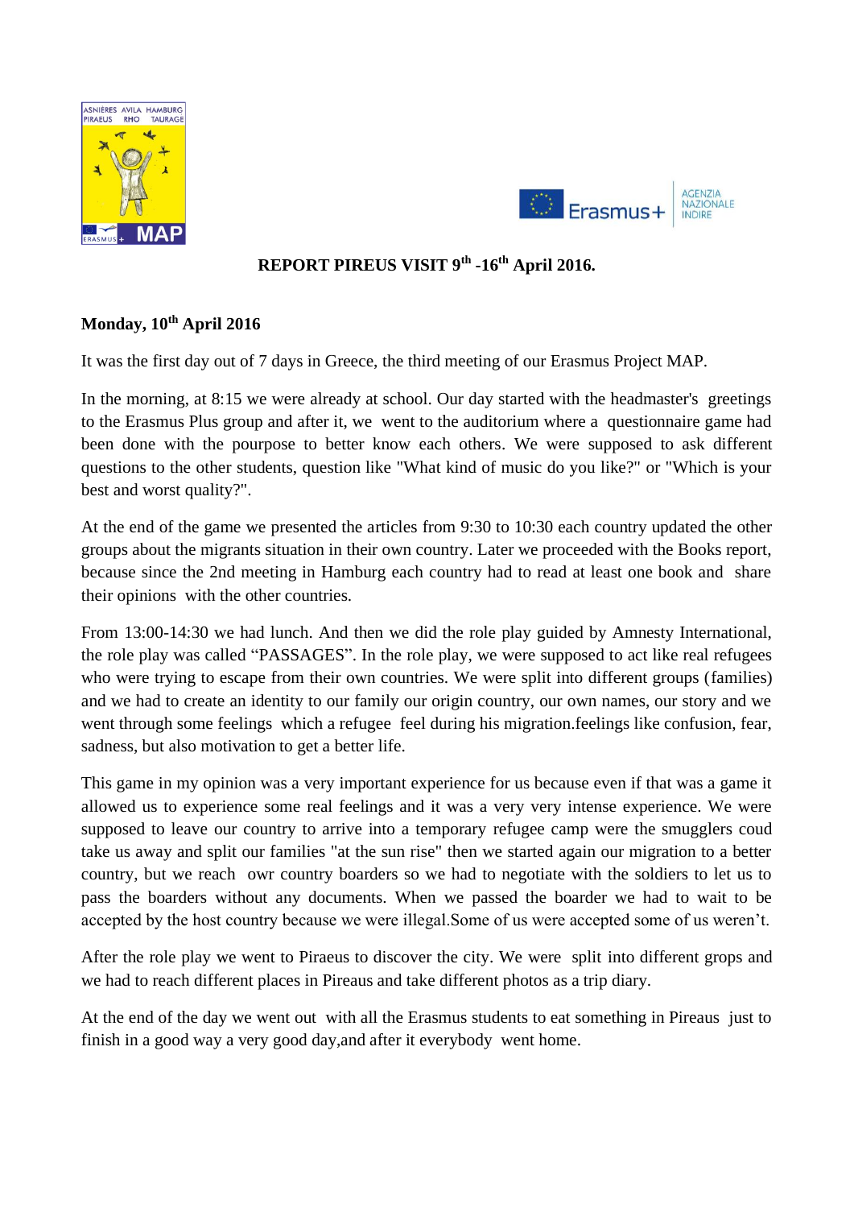# REPORT PIREUS VISIT 9th -16th April 2016.

## Monday, 10th April 2016

It was the first day out of 7 days in Greece, the third meeting of our Erasmus Project MAP.

In the morning, at 8:15 we were already at school. Our day started with the headmaster's greetings to the Erasmus Plus group and after it, we went to the auditorium where a questionnaire game had been done with the pourpose to better know each others. We were supposed to ask different questions to the other students, question like "What kind of music do you like?" or "Which is your best and worst quality?".

At the end of the game we presented the articles from 9:30 to 10:30 each country updated the other groups about the migrants situation in their own country. Later we proceeded with the Books report, because since the 2nd meeting in Hamburg each country had to read at least one book and share their opinions with the other countries.

From 13:00-14:30 we had lunch. And then we did the role play guided by Amnesty International, the role play was called "PASSAGES". In the role play, we were supposed to act like real refugees who were trying to escape from their own countries. We were split into different groups (families) and we had to create an identity to our family our origin country, our own names, our story and we went through some feelings which a refugee feel during his migration.feelings like confusion, fear, sadness, but also motivation to get a better life.

This game in my opinion was a very important experience for us because even if that was a game it allowed us to experience some real feelings and it was a very very intense experience. We were supposed to leave our country to arrive into a temporary refugee camp were the smugglers coud take us away and split our families "at the sun rise" then we started again our migration to a better country, but we reach owr country boarders so we had to negotiate with the soldiers to let us to pass the boarders without any documents. When we passed the boarder we had to wait to be accepted by the host country because we were illegal.Some of us were accepted some of us weren't.

After the role play we went to Piraeus to discover the city. We were split into different grops and we had to reach different places in Pireaus and take different photos as a trip diary.

At the end of the day we went out with all the Erasmus students to eat something in Pireaus just to finish in a good way a very good day,and after it everybody went home.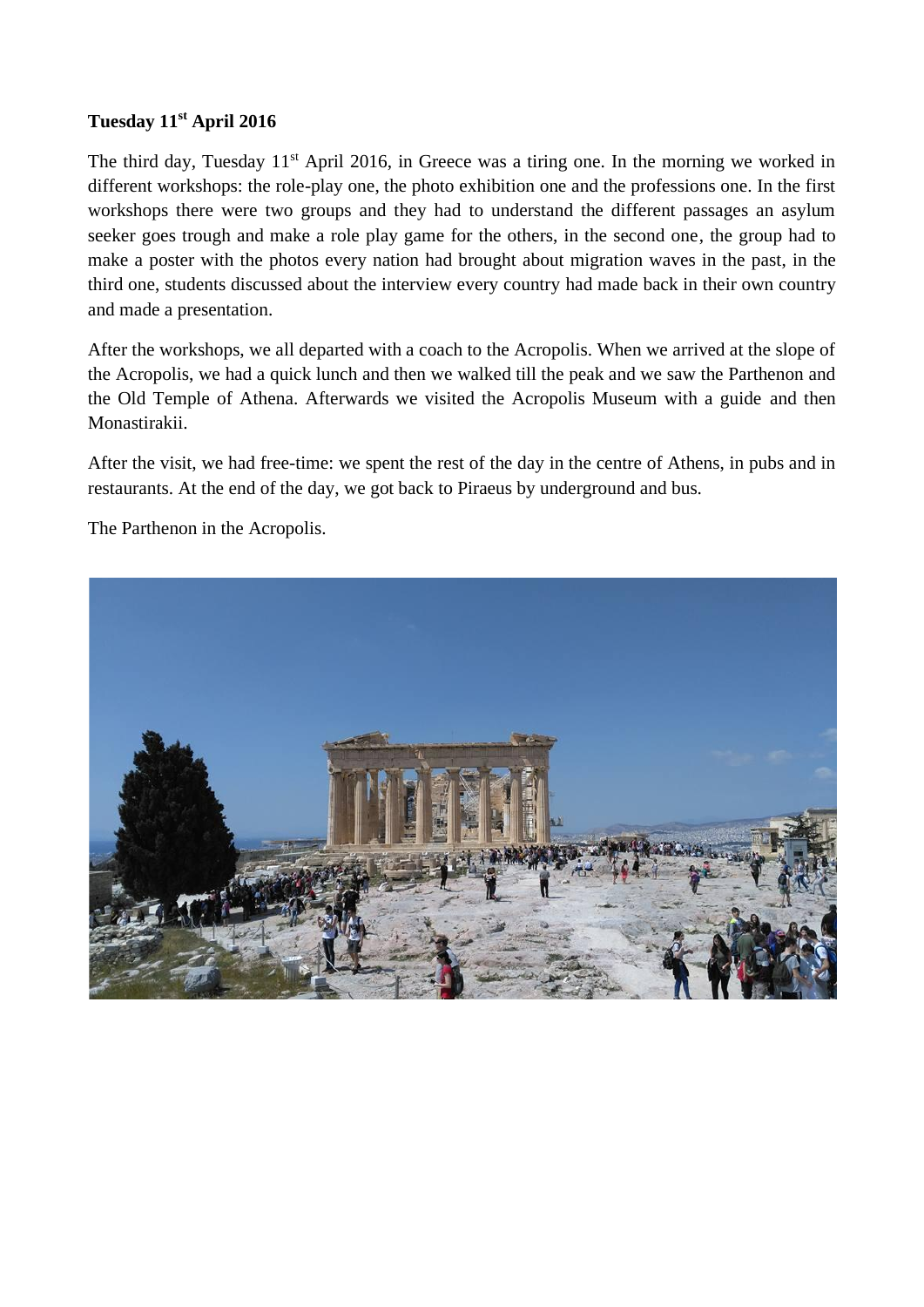**Tuesday 11st April 2016**

The third day, Tuesday 11st April 2016, in Greece was a tiring one. In the morning we worked in different workshops: the role-play one, the photo exhibition one and the professions one. In the first workshops there were two groups and they had to understand the different passages an asylum seeker goes trough and make a role play game for the others, in the second one, the group had to make a poster with the photos every nation had brought about migration waves in the past, in the third one, students discussed about the interview every country had made back in their own country and made a presentation.

After the workshops, we all departed with a coach to the Acropolis. When we arrived at the slope of the Acropolis, we had a quick lunch and then we walked till the peak and we saw the Parthenon and the Old Temple of Athena. Afterwards we visited the Acropolis Museum with a guide and then Monastirakii.

After the visit, we had free-time: we spent the rest of the day in the centre of Athens, in pubs and in restaurants. At the end of the day, we got back to Piraeus by underground and bus.

The Parthenon in the Acropolis.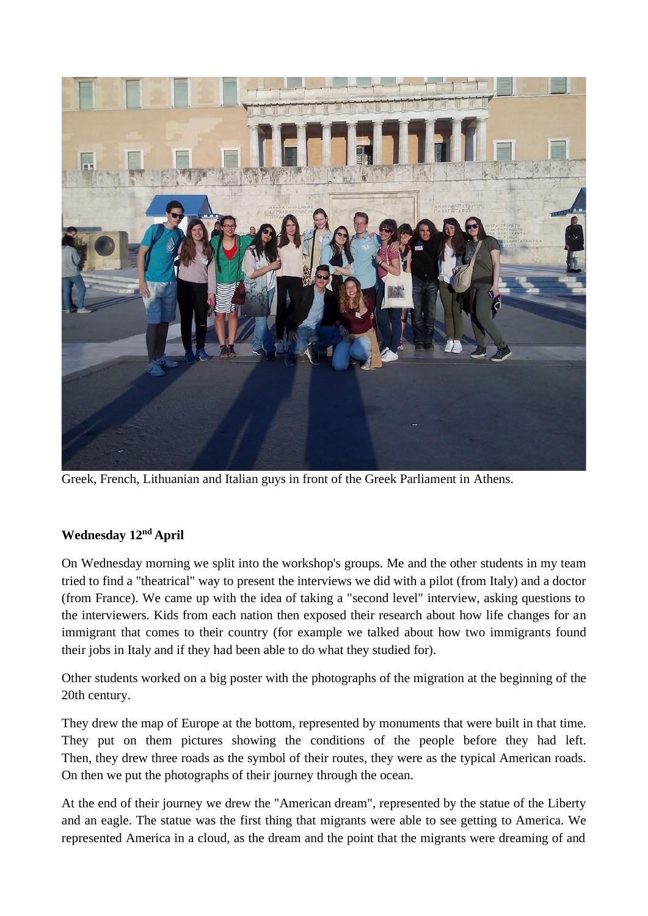Greek, French, Lithuanian and Italian guys in front of the Greek Parliament in Athens.

**Wednesday 12nd April**

On Wednesday morning we split into the workshop's groups. Me and the other students in my team tried to find a "theatrical" way to present the interviews we did with a pilot (from Italy) and a doctor (from France). We came up with the idea of taking a "second level" interview, asking questions to the interviewers. Kids from each nation then exposed their research about how life changes for an immigrant that comes to their country (for example we talked about how two immigrants found their jobs in Italy and if they had been able to do what they studied for).

Other students worked on a big poster with the photographs of the migration at the beginning of the 20th century.

They drew the map of Europe at the bottom, represented by monuments that were built in that time. They put on them pictures showing the conditions of the people before they had left. Then, they drew three roads as the symbol of their routes, they were as the typical American roads. On then we put the photographs of their journey through the ocean.

At the end of their journey we drew the "American dream", represented by the statue of the Liberty and an eagle. The statue was the first thing that migrants were able to see getting to America. We represented America in a cloud, as the dream and the point that the migrants were dreaming of and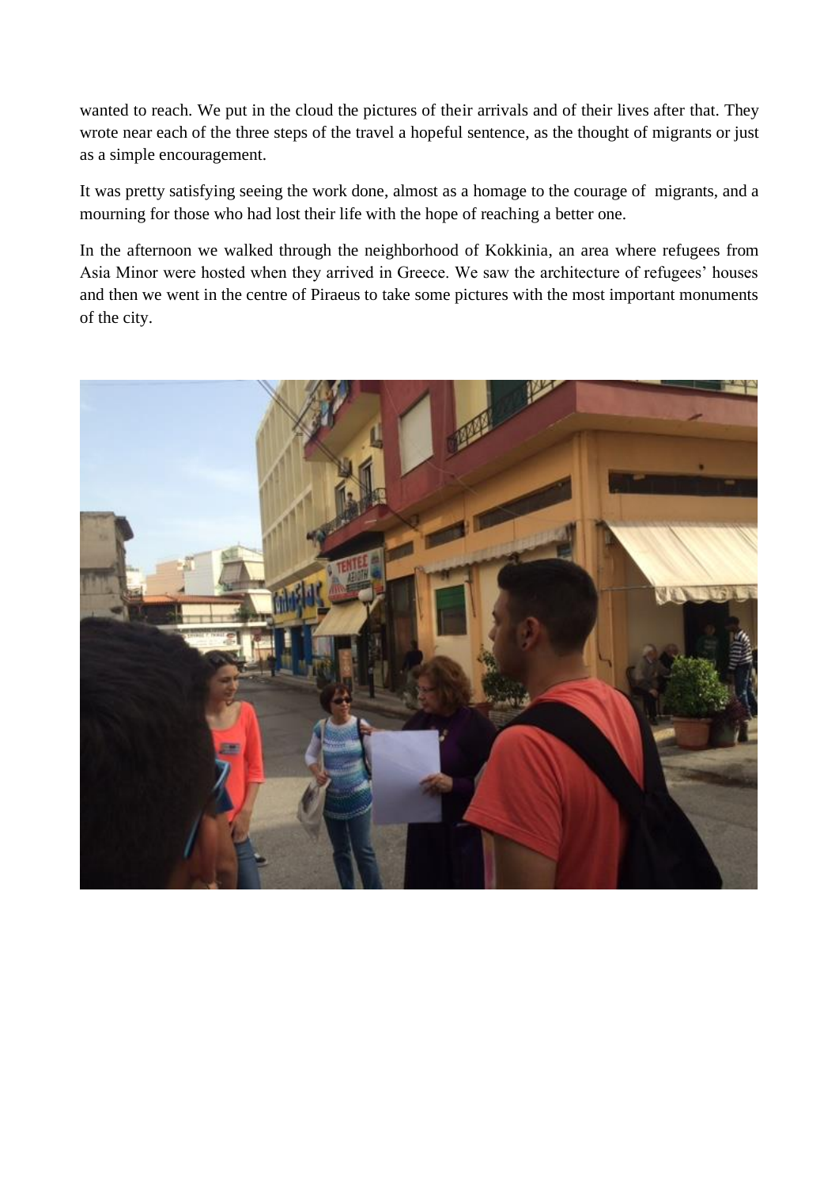wanted to reach. We put in the cloud the pictures of their arrivals and of their lives after that. They wrote near each of the three steps of the travel a hopeful sentence, as the thought of migrants or just as a simple encouragement.

It was pretty satisfying seeing the work done, almost as a homage to the courage of migrants, and a mourning for those who had lost their life with the hope of reaching a better one.

In the afternoon we walked through the neighborhood of Kokkinia, an area where refugees from Asia Minor were hosted when they arrived in Greece. We saw the architecture of refugees' houses and then we went in the centre of Piraeus to take some pictures with the most important monuments of the city.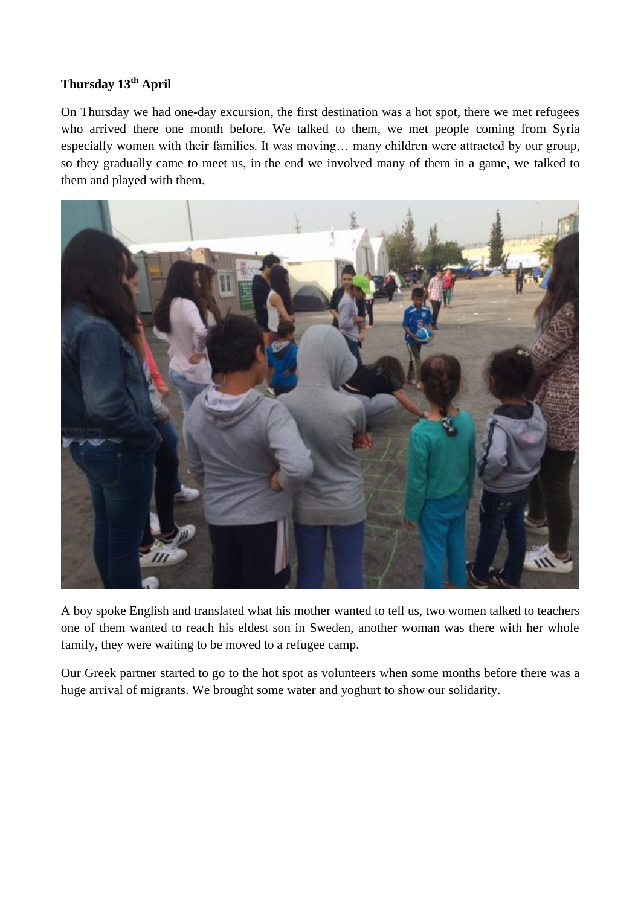**Thursday 13th April**

On Thursday we had one-day excursion, the first destination was a hot spot, there we met refugees who arrived there one month before. We talked to them, we met people coming from Syria especially women with their families. It was moving… many children were attracted by our group, so they gradually came to meet us, in the end we involved many of them in a game, we talked to them and played with them.

A boy spoke English and translated what his mother wanted to tell us, two women talked to teachers one of them wanted to reach his eldest son in Sweden, another woman was there with her whole family, they were waiting to be moved to a refugee camp.

Our Greek partner started to go to the hot spot as volunteers when some months before there was a huge arrival of migrants. We brought some water and yoghurt to show our solidarity.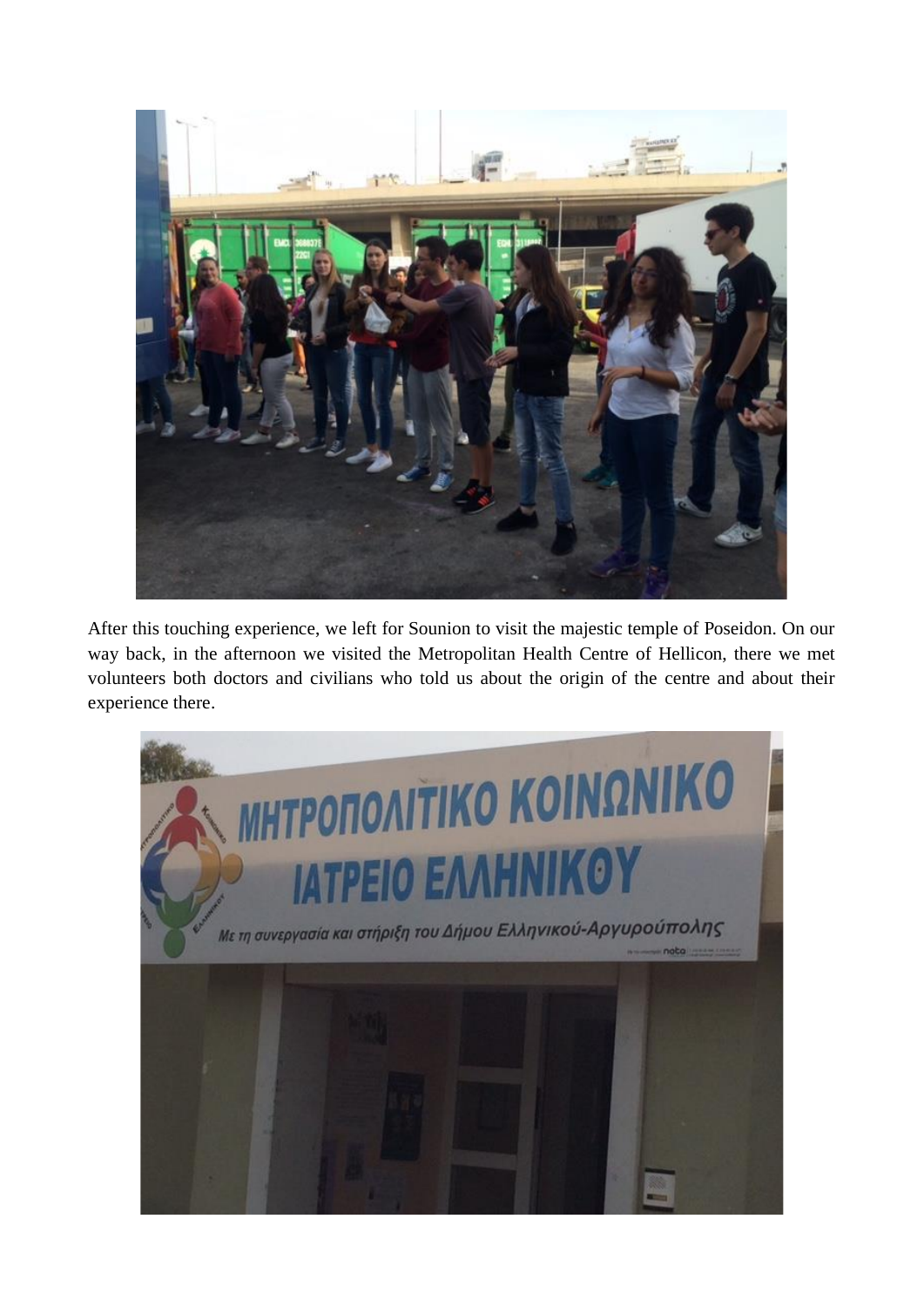After this touching experience, we left for Sounion to visit the majestic temple of Poseidon. On our way back, in the afternoon we visited the Metropolitan Health Centre of Hellicon, there we met volunteers both doctors and civilians who told us about the origin of the centre and about their experience there.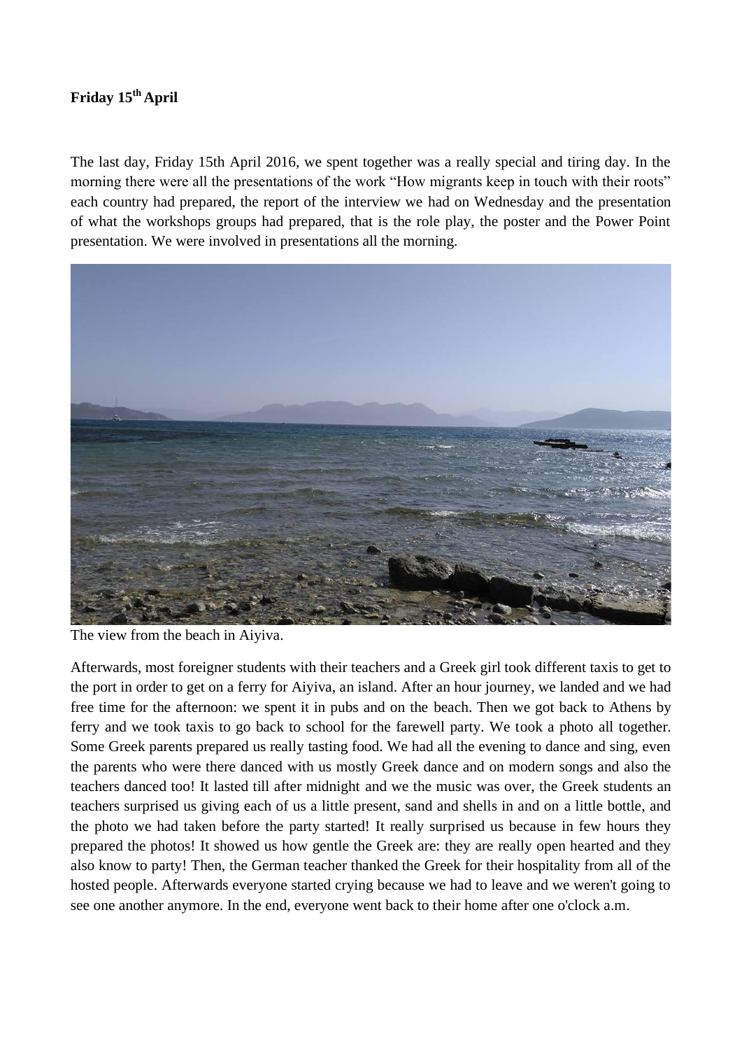**Friday 15th April**

The last day, Friday 15th April 2016, we spent together was a really special and tiring day. In the morning there were all the presentations of the work "How migrants keep in touch with their roots" each country had prepared, the report of the interview we had on Wednesday and the presentation of what the workshops groups had prepared, that is the role play, the poster and the Power Point presentation. We were involved in presentations all the morning.

The view from the beach in Aiyiva.

Afterwards, most foreigner students with their teachers and a Greek girl took different taxis to get to the port in order to get on a ferry for Aiyiva, an island. After an hour journey, we landed and we had free time for the afternoon: we spent it in pubs and on the beach. Then we got back to Athens by ferry and we took taxis to go back to school for the farewell party. We took a photo all together. Some Greek parents prepared us really tasting food. We had all the evening to dance and sing, even the parents who were there danced with us mostly Greek dance and on modern songs and also the teachers danced too! It lasted till after midnight and we the music was over, the Greek students an teachers surprised us giving each of us a little present, sand and shells in and on a little bottle, and the photo we had taken before the party started! It really surprised us because in few hours they prepared the photos! It showed us how gentle the Greek are: they are really open hearted and they also know to party! Then, the German teacher thanked the Greek for their hospitality from all of the hosted people. Afterwards everyone started crying because we had to leave and we weren't going to see one another anymore. In the end, everyone went back to their home after one o'clock a.m.